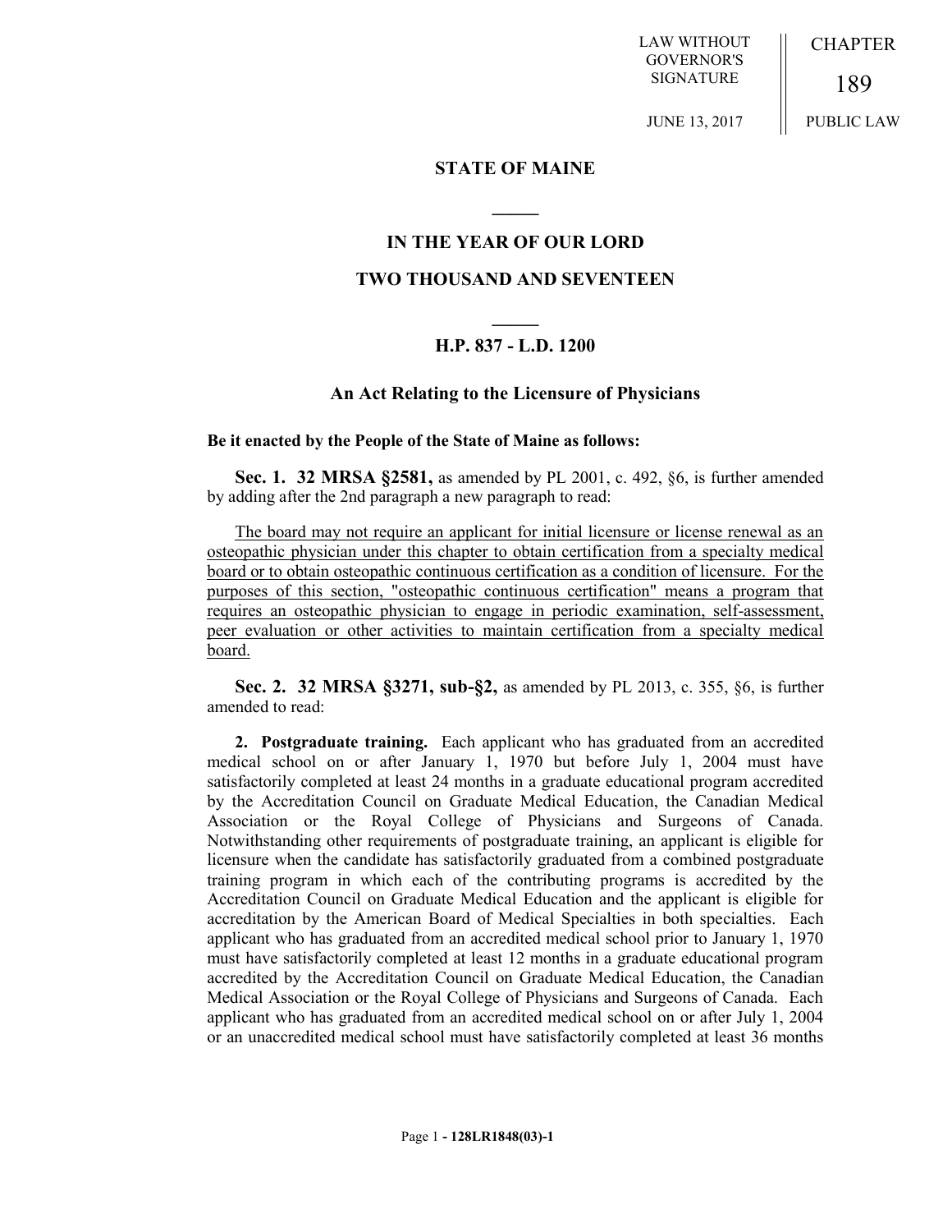LAW WITHOUT GOVERNOR'S SIGNATURE

JUNE 13, 2017

CHAPTER

189

PUBLIC LAW

## STATE OF MAINE

## IN THE YEAR OF OUR LORD

## TWO THOUSAND AND SEVENTEEN

## H.P. 837 - L.D. 1200

### An Act Relating to the Licensure of Physicians

**Be it enacted by the People of the State of Maine as follows:**

**Sec. 1. 32 MRSA §2581,** as amended by PL 2001, c. 492, §6, is further amended by adding after the 2nd paragraph a new paragraph to read:

The board may not require an applicant for initial licensure or license renewal as an osteopathic physician under this chapter to obtain certification from a specialty medical board or to obtain osteopathic continuous certification as a condition of licensure. For the purposes of this section, "osteopathic continuous certification" means a program that requires an osteopathic physician to engage in periodic examination, self-assessment, peer evaluation or other activities to maintain certification from a specialty medical board.

**Sec. 2. 32 MRSA §3271, sub-§2,** as amended by PL 2013, c. 355, §6, is further amended to read:

**2. Postgraduate training.** Each applicant who has graduated from an accredited medical school on or after January 1, 1970 but before July 1, 2004 must have satisfactorily completed at least 24 months in a graduate educational program accredited by the Accreditation Council on Graduate Medical Education, the Canadian Medical Association or the Royal College of Physicians and Surgeons of Canada. Notwithstanding other requirements of postgraduate training, an applicant is eligible for licensure when the candidate has satisfactorily graduated from a combined postgraduate training program in which each of the contributing programs is accredited by the Accreditation Council on Graduate Medical Education and the applicant is eligible for accreditation by the American Board of Medical Specialties in both specialties. Each applicant who has graduated from an accredited medical school prior to January 1, 1970 must have satisfactorily completed at least 12 months in a graduate educational program accredited by the Accreditation Council on Graduate Medical Education, the Canadian Medical Association or the Royal College of Physicians and Surgeons of Canada. Each applicant who has graduated from an accredited medical school on or after July 1, 2004 or an unaccredited medical school must have satisfactorily completed at least 36 months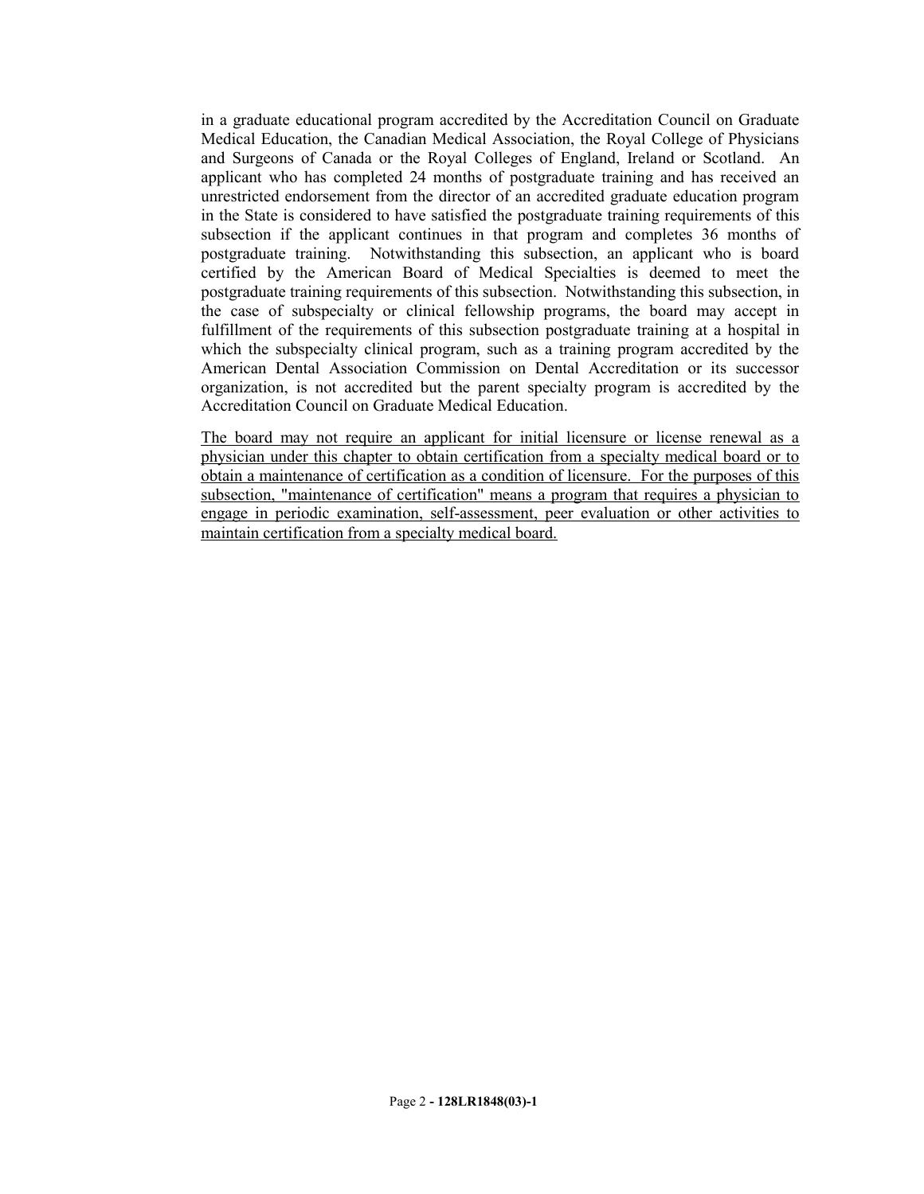in a graduate educational program accredited by the Accreditation Council on Graduate Medical Education, the Canadian Medical Association, the Royal College of Physicians and Surgeons of Canada or the Royal Colleges of England, Ireland or Scotland. An applicant who has completed 24 months of postgraduate training and has received an unrestricted endorsement from the director of an accredited graduate education program in the State is considered to have satisfied the postgraduate training requirements of this subsection if the applicant continues in that program and completes 36 months of postgraduate training. Notwithstanding this subsection, an applicant who is board certified by the American Board of Medical Specialties is deemed to meet the postgraduate training requirements of this subsection. Notwithstanding this subsection, in the case of subspecialty or clinical fellowship programs, the board may accept in fulfillment of the requirements of this subsection postgraduate training at a hospital in which the subspecialty clinical program, such as a training program accredited by the American Dental Association Commission on Dental Accreditation or its successor organization, is not accredited but the parent specialty program is accredited by the Accreditation Council on Graduate Medical Education.

<u>The board may not require an applicant for initial licensure or license renewal as a physician under this chapter to obtain certification from a specialty medical board or to obtain a maintenance of certification as a condition of licensure. For the purposes of this subsection, "maintenance of certification" means a program that requires a physician to engage in periodic examination, self-assessment, peer evaluation or other activities to maintain certification from a specialty medical board.</u>